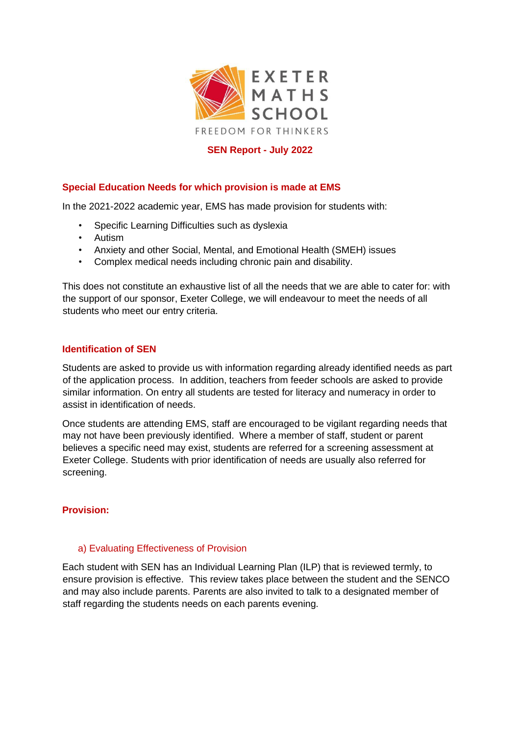EXETER MATHS SCHOOL

FREEDOM FOR THINKERS

# SEN Report - July 2022

## Special Education Needs for which provision is made at EMS

In the 2021-2022 academic year, EMS has made provision for students with:

- Specific Learning Difficulties such as dyslexia
- Autism
- Anxiety and other Social, Mental, and Emotional Health (SMEH) issues
- Complex medical needs including chronic pain and disability.

This does not constitute an exhaustive list of all the needs that we are able to cater for: with the support of our sponsor, Exeter College, we will endeavour to meet the needs of all students who meet our entry criteria.

## Identification of SEN

Students are asked to provide us with information regarding already identified needs as part of the application process. In addition, teachers from feeder schools are asked to provide similar information. On entry all students are tested for literacy and numeracy in order to assist in identification of needs.

Once students are attending EMS, staff are encouraged to be vigilant regarding needs that may not have been previously identified. Where a member of staff, student or parent believes a specific need may exist, students are referred for a screening assessment at Exeter College. Students with prior identification of needs are usually also referred for screening.

## Provision:

### a) Evaluating Effectiveness of Provision

Each student with SEN has an Individual Learning Plan (ILP) that is reviewed termly, to ensure provision is effective. This review takes place between the student and the SENCO and may also include parents. Parents are also invited to talk to a designated member of staff regarding the students needs on each parents evening.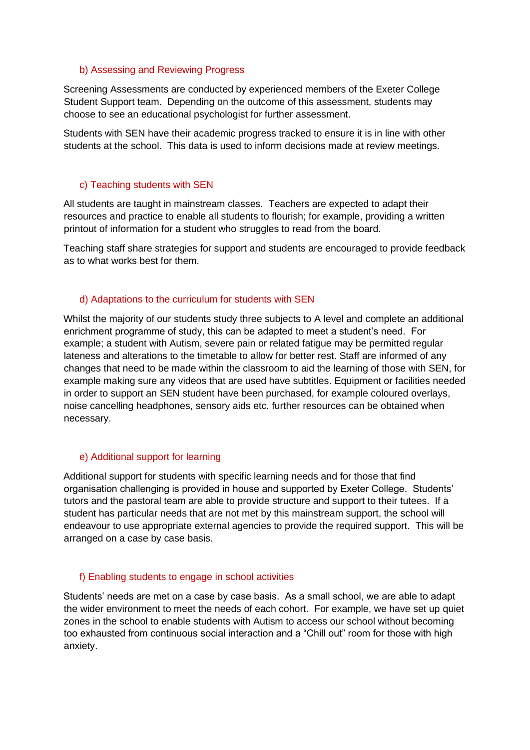### b) Assessing and Reviewing Progress

Screening Assessments are conducted by experienced members of the Exeter College Student Support team. Depending on the outcome of this assessment, students may choose to see an educational psychologist for further assessment.

Students with SEN have their academic progress tracked to ensure it is in line with other students at the school. This data is used to inform decisions made at review meetings.

### c) Teaching students with SEN

All students are taught in mainstream classes. Teachers are expected to adapt their resources and practice to enable all students to flourish; for example, providing a written printout of information for a student who struggles to read from the board.

Teaching staff share strategies for support and students are encouraged to provide feedback as to what works best for them.

### d) Adaptations to the curriculum for students with SEN

Whilst the majority of our students study three subjects to A level and complete an additional enrichment programme of study, this can be adapted to meet a student's need. For example; a student with Autism, severe pain or related fatigue may be permitted regular lateness and alterations to the timetable to allow for better rest. Staff are informed of any changes that need to be made within the classroom to aid the learning of those with SEN, for example making sure any videos that are used have subtitles. Equipment or facilities needed in order to support an SEN student have been purchased, for example coloured overlays, noise cancelling headphones, sensory aids etc. further resources can be obtained when necessary.

### e) Additional support for learning

Additional support for students with specific learning needs and for those that find organisation challenging is provided in house and supported by Exeter College. Students' tutors and the pastoral team are able to provide structure and support to their tutees. If a student has particular needs that are not met by this mainstream support, the school will endeavour to use appropriate external agencies to provide the required support. This will be arranged on a case by case basis.

### f) Enabling students to engage in school activities

Students' needs are met on a case by case basis. As a small school, we are able to adapt the wider environment to meet the needs of each cohort. For example, we have set up quiet zones in the school to enable students with Autism to access our school without becoming too exhausted from continuous social interaction and a "Chill out" room for those with high anxiety.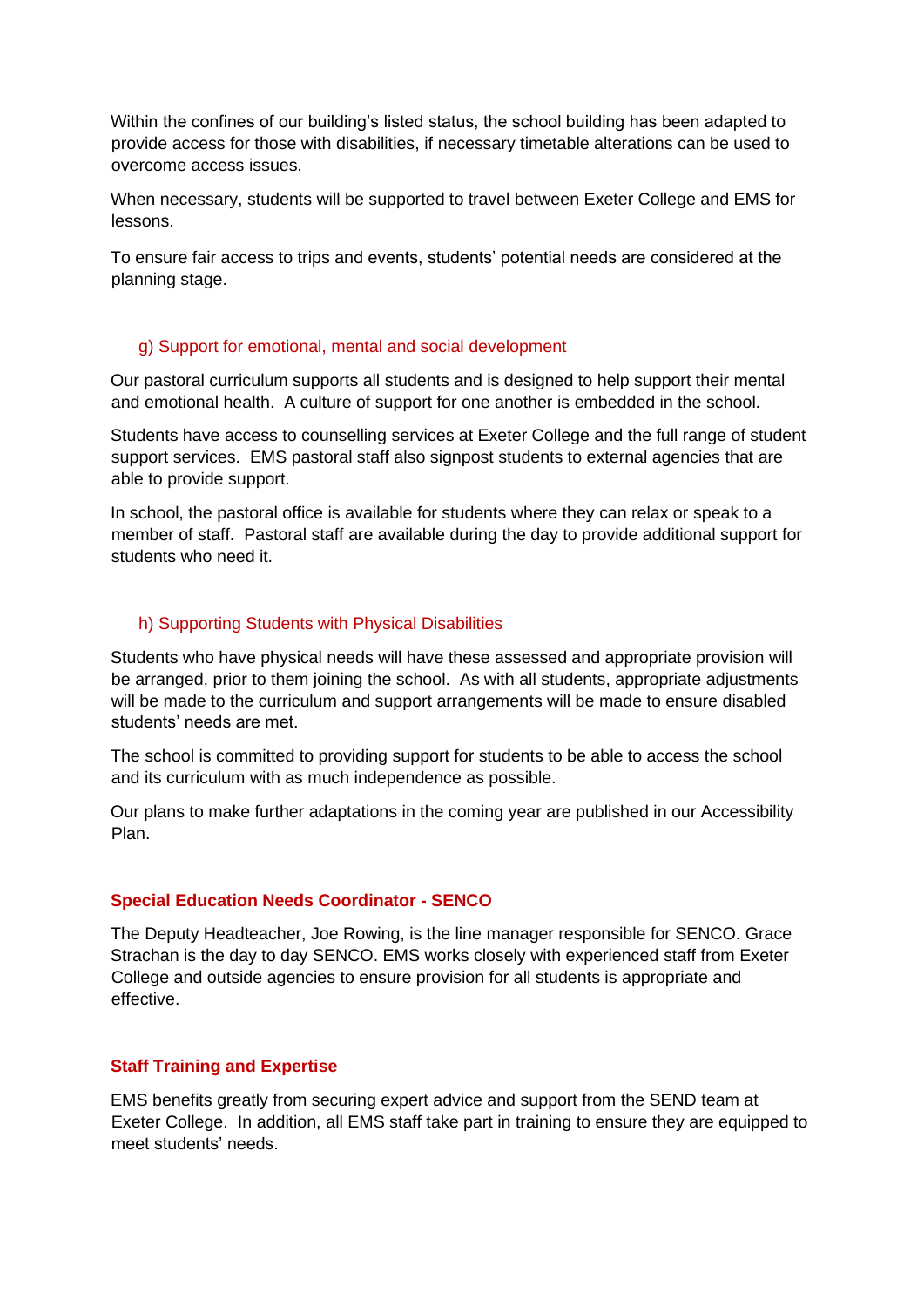Within the confines of our building's listed status, the school building has been adapted to provide access for those with disabilities, if necessary timetable alterations can be used to overcome access issues.

When necessary, students will be supported to travel between Exeter College and EMS for lessons.

To ensure fair access to trips and events, students' potential needs are considered at the planning stage.

### g) Support for emotional, mental and social development

Our pastoral curriculum supports all students and is designed to help support their mental and emotional health. A culture of support for one another is embedded in the school.

Students have access to counselling services at Exeter College and the full range of student support services. EMS pastoral staff also signpost students to external agencies that are able to provide support.

In school, the pastoral office is available for students where they can relax or speak to a member of staff. Pastoral staff are available during the day to provide additional support for students who need it.

### h) Supporting Students with Physical Disabilities

Students who have physical needs will have these assessed and appropriate provision will be arranged, prior to them joining the school. As with all students, appropriate adjustments will be made to the curriculum and support arrangements will be made to ensure disabled students' needs are met.

The school is committed to providing support for students to be able to access the school and its curriculum with as much independence as possible.

Our plans to make further adaptations in the coming year are published in our Accessibility Plan.

## Special Education Needs Coordinator - SENCO

The Deputy Headteacher, Joe Rowing, is the line manager responsible for SENCO. Grace Strachan is the day to day SENCO. EMS works closely with experienced staff from Exeter College and outside agencies to ensure provision for all students is appropriate and effective.

## Staff Training and Expertise

EMS benefits greatly from securing expert advice and support from the SEND team at Exeter College. In addition, all EMS staff take part in training to ensure they are equipped to meet students' needs.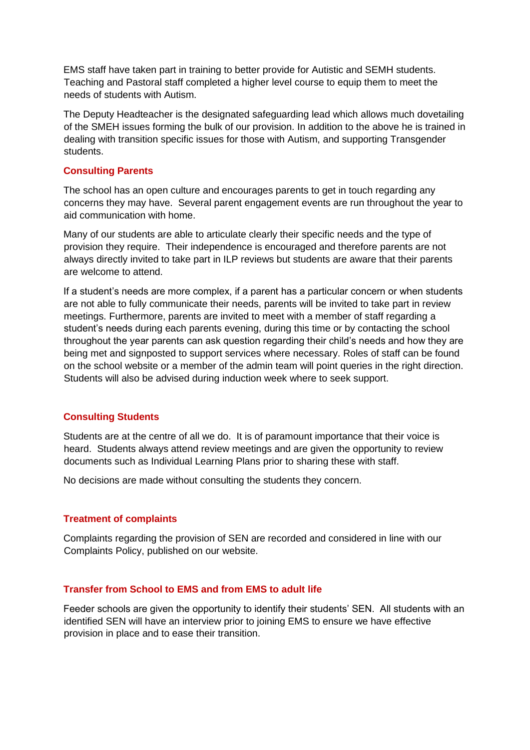EMS staff have taken part in training to better provide for Autistic and SEMH students. Teaching and Pastoral staff completed a higher level course to equip them to meet the needs of students with Autism.

The Deputy Headteacher is the designated safeguarding lead which allows much dovetailing of the SMEH issues forming the bulk of our provision. In addition to the above he is trained in dealing with transition specific issues for those with Autism, and supporting Transgender students.

## Consulting Parents

The school has an open culture and encourages parents to get in touch regarding any concerns they may have. Several parent engagement events are run throughout the year to aid communication with home.

Many of our students are able to articulate clearly their specific needs and the type of provision they require. Their independence is encouraged and therefore parents are not always directly invited to take part in ILP reviews but students are aware that their parents are welcome to attend.

If a student's needs are more complex, if a parent has a particular concern or when students are not able to fully communicate their needs, parents will be invited to take part in review meetings. Furthermore, parents are invited to meet with a member of staff regarding a student's needs during each parents evening, during this time or by contacting the school throughout the year parents can ask question regarding their child's needs and how they are being met and signposted to support services where necessary. Roles of staff can be found on the school website or a member of the admin team will point queries in the right direction. Students will also be advised during induction week where to seek support.

## Consulting Students

Students are at the centre of all we do. It is of paramount importance that their voice is heard. Students always attend review meetings and are given the opportunity to review documents such as Individual Learning Plans prior to sharing these with staff.

No decisions are made without consulting the students they concern.

## Treatment of complaints

Complaints regarding the provision of SEN are recorded and considered in line with our Complaints Policy, published on our website.

## Transfer from School to EMS and from EMS to adult life

Feeder schools are given the opportunity to identify their students' SEN. All students with an identified SEN will have an interview prior to joining EMS to ensure we have effective provision in place and to ease their transition.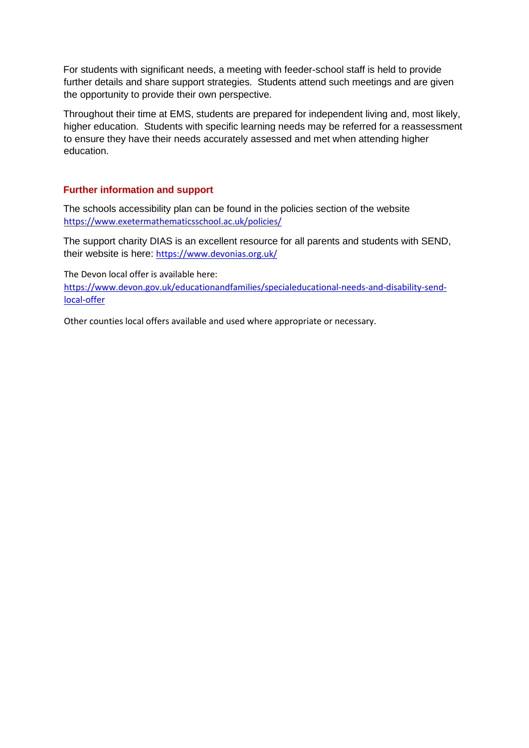For students with significant needs, a meeting with feeder-school staff is held to provide further details and share support strategies. Students attend such meetings and are given the opportunity to provide their own perspective.

Throughout their time at EMS, students are prepared for independent living and, most likely, higher education. Students with specific learning needs may be referred for a reassessment to ensure they have their needs accurately assessed and met when attending higher education.

## Further information and support

The schools accessibility plan can be found in the policies section of the website https://www.exetermathematicsschool.ac.uk/policies/

The support charity DIAS is an excellent resource for all parents and students with SEND, their website is here: https://www.devonias.org.uk/

The Devon local offer is available here: https://www.devon.gov.uk/educationandfamilies/specialeducational-needs-and-disability-send-local-offer

Other counties local offers available and used where appropriate or necessary.